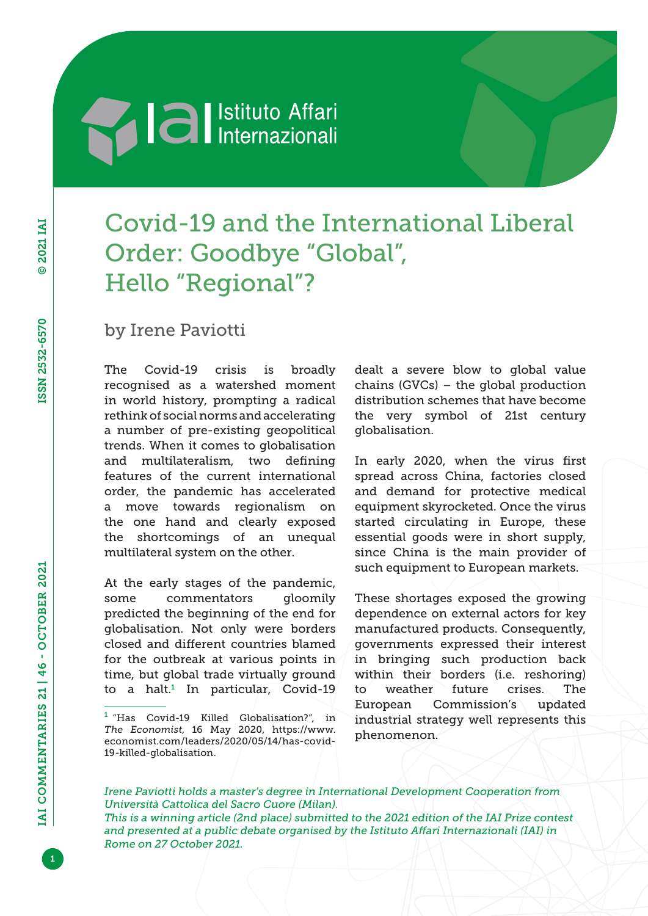# Covid-19 and the International Liberal Order: Goodbye "Global", Hello "Regional"?

by Irene Paviotti

The Covid-19 crisis is broadly recognised as a watershed moment in world history, prompting a radical rethink of social norms and accelerating a number of pre-existing geopolitical trends. When it comes to globalisation and multilateralism, two defining features of the current international order, the pandemic has accelerated a move towards regionalism on the one hand and clearly exposed the shortcomings of an unequal multilateral system on the other.

At the early stages of the pandemic, some commentators gloomily predicted the beginning of the end for globalisation. Not only were borders closed and different countries blamed for the outbreak at various points in time, but global trade virtually ground to a halt.[1] In particular, Covid-19 dealt a severe blow to global value chains (GVCs) – the global production distribution schemes that have become the very symbol of 21st century globalisation.

In early 2020, when the virus first spread across China, factories closed and demand for protective medical equipment skyrocketed. Once the virus started circulating in Europe, these essential goods were in short supply, since China is the main provider of such equipment to European markets.

These shortages exposed the growing dependence on external actors for key manufactured products. Consequently, governments expressed their interest in bringing such production back within their borders (i.e. reshoring) to weather future crises. The European Commission's updated industrial strategy well represents this phenomenon.

[1] "Has Covid-19 Killed Globalisation?", in *The Economist*, 16 May 2020, https://www.economist.com/leaders/2020/05/14/has-covid-19-killed-globalisation.

*Irene Paviotti holds a master's degree in International Development Cooperation from Università Cattolica del Sacro Cuore (Milan).*
*This is a winning article (2nd place) submitted to the 2021 edition of the IAI Prize contest and presented at a public debate organised by the Istituto Affari Internazionali (IAI) in Rome on 27 October 2021.*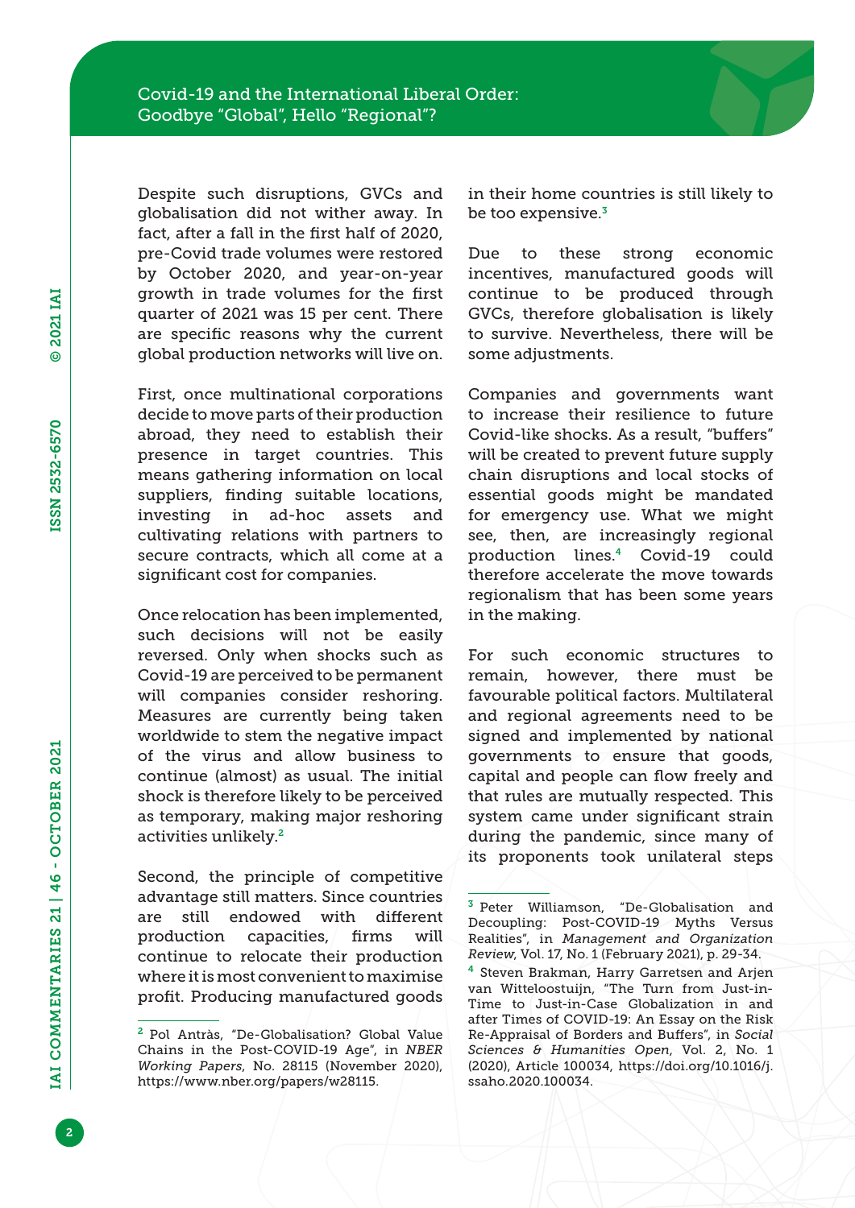Despite such disruptions, GVCs and globalisation did not wither away. In fact, after a fall in the first half of 2020, pre-Covid trade volumes were restored by October 2020, and year-on-year growth in trade volumes for the first quarter of 2021 was 15 per cent. There are specific reasons why the current global production networks will live on.

First, once multinational corporations decide to move parts of their production abroad, they need to establish their presence in target countries. This means gathering information on local suppliers, finding suitable locations, investing in ad-hoc assets and cultivating relations with partners to secure contracts, which all come at a significant cost for companies.

Once relocation has been implemented, such decisions will not be easily reversed. Only when shocks such as Covid-19 are perceived to be permanent will companies consider reshoring. Measures are currently being taken worldwide to stem the negative impact of the virus and allow business to continue (almost) as usual. The initial shock is therefore likely to be perceived as temporary, making major reshoring activities unlikely.[2]

Second, the principle of competitive advantage still matters. Since countries are still endowed with different production capacities, firms will continue to relocate their production where it is most convenient to maximise profit. Producing manufactured goods in their home countries is still likely to be too expensive.[3]

Due to these strong economic incentives, manufactured goods will continue to be produced through GVCs, therefore globalisation is likely to survive. Nevertheless, there will be some adjustments.

Companies and governments want to increase their resilience to future Covid-like shocks. As a result, "buffers" will be created to prevent future supply chain disruptions and local stocks of essential goods might be mandated for emergency use. What we might see, then, are increasingly regional production lines.[4] Covid-19 could therefore accelerate the move towards regionalism that has been some years in the making.

For such economic structures to remain, however, there must be favourable political factors. Multilateral and regional agreements need to be signed and implemented by national governments to ensure that goods, capital and people can flow freely and that rules are mutually respected. This system came under significant strain during the pandemic, since many of its proponents took unilateral steps

---

[2] Pol Antràs, "De-Globalisation? Global Value Chains in the Post-COVID-19 Age", in *NBER Working Papers*, No. 28115 (November 2020), https://www.nber.org/papers/w28115.

[3] Peter Williamson, "De-Globalisation and Decoupling: Post-COVID-19 Myths Versus Realities", in *Management and Organization Review*, Vol. 17, No. 1 (February 2021), p. 29-34.

[4] Steven Brakman, Harry Garretsen and Arjen van Witteloostuijn, "The Turn from Just-in-Time to Just-in-Case Globalization in and after Times of COVID-19: An Essay on the Risk Re-Appraisal of Borders and Buffers", in *Social Sciences & Humanities Open*, Vol. 2, No. 1 (2020), Article 100034, https://doi.org/10.1016/j.ssaho.2020.100034.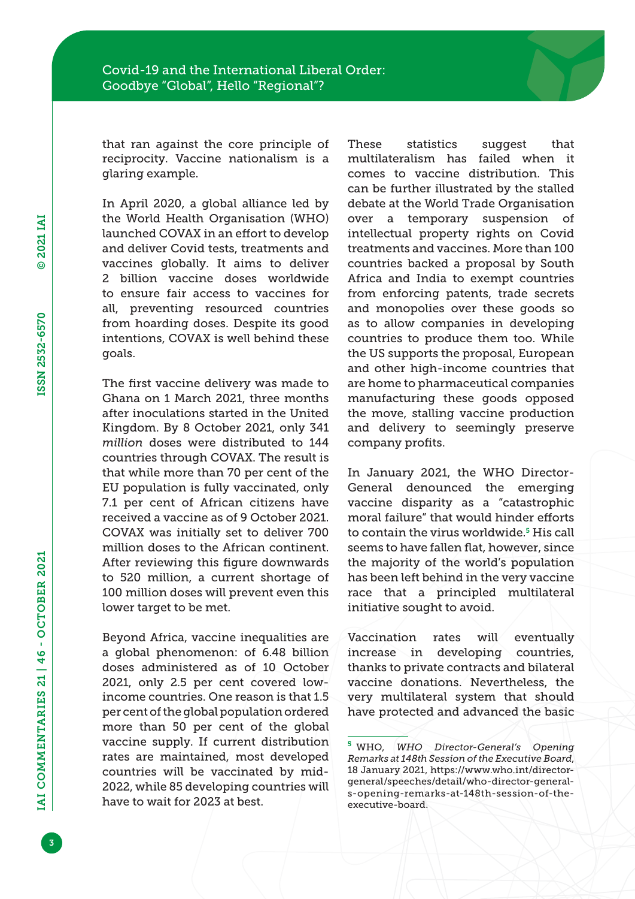that ran against the core principle of reciprocity. Vaccine nationalism is a glaring example.

In April 2020, a global alliance led by the World Health Organisation (WHO) launched COVAX in an effort to develop and deliver Covid tests, treatments and vaccines globally. It aims to deliver 2 billion vaccine doses worldwide to ensure fair access to vaccines for all, preventing resourced countries from hoarding doses. Despite its good intentions, COVAX is well behind these goals.

The first vaccine delivery was made to Ghana on 1 March 2021, three months after inoculations started in the United Kingdom. By 8 October 2021, only 341 *million* doses were distributed to 144 countries through COVAX. The result is that while more than 70 per cent of the EU population is fully vaccinated, only 7.1 per cent of African citizens have received a vaccine as of 9 October 2021. COVAX was initially set to deliver 700 million doses to the African continent. After reviewing this figure downwards to 520 million, a current shortage of 100 million doses will prevent even this lower target to be met.

Beyond Africa, vaccine inequalities are a global phenomenon: of 6.48 billion doses administered as of 10 October 2021, only 2.5 per cent covered low-income countries. One reason is that 1.5 per cent of the global population ordered more than 50 per cent of the global vaccine supply. If current distribution rates are maintained, most developed countries will be vaccinated by mid-2022, while 85 developing countries will have to wait for 2023 at best.

These statistics suggest that multilateralism has failed when it comes to vaccine distribution. This can be further illustrated by the stalled debate at the World Trade Organisation over a temporary suspension of intellectual property rights on Covid treatments and vaccines. More than 100 countries backed a proposal by South Africa and India to exempt countries from enforcing patents, trade secrets and monopolies over these goods so as to allow companies in developing countries to produce them too. While the US supports the proposal, European and other high-income countries that are home to pharmaceutical companies manufacturing these goods opposed the move, stalling vaccine production and delivery to seemingly preserve company profits.

In January 2021, the WHO Director-General denounced the emerging vaccine disparity as a "catastrophic moral failure" that would hinder efforts to contain the virus worldwide.[5] His call seems to have fallen flat, however, since the majority of the world's population has been left behind in the very vaccine race that a principled multilateral initiative sought to avoid.

Vaccination rates will eventually increase in developing countries, thanks to private contracts and bilateral vaccine donations. Nevertheless, the very multilateral system that should have protected and advanced the basic

---

[5] WHO, *WHO Director-General's Opening Remarks at 148th Session of the Executive Board*, 18 January 2021, https://www.who.int/director-general/speeches/detail/who-director-general-s-opening-remarks-at-148th-session-of-the-executive-board.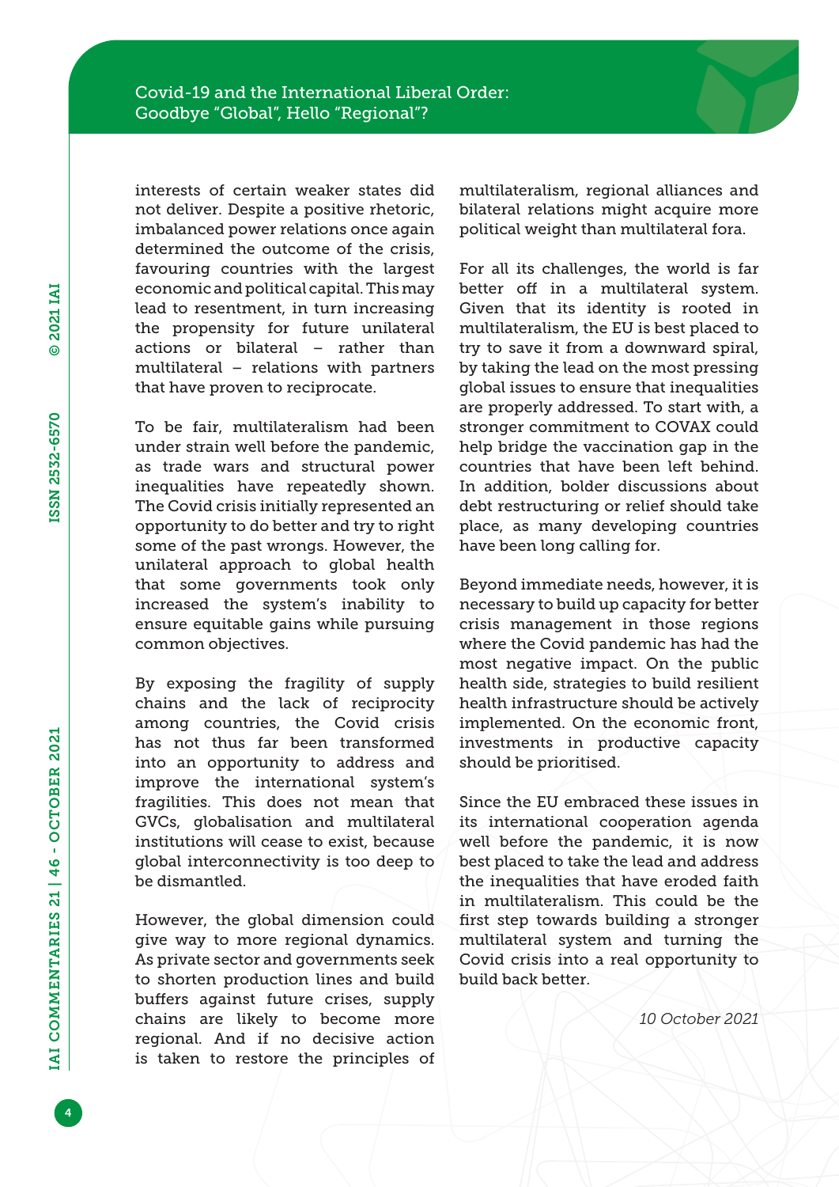interests of certain weaker states did not deliver. Despite a positive rhetoric, imbalanced power relations once again determined the outcome of the crisis, favouring countries with the largest economic and political capital. This may lead to resentment, in turn increasing the propensity for future unilateral actions or bilateral – rather than multilateral – relations with partners that have proven to reciprocate.

To be fair, multilateralism had been under strain well before the pandemic, as trade wars and structural power inequalities have repeatedly shown. The Covid crisis initially represented an opportunity to do better and try to right some of the past wrongs. However, the unilateral approach to global health that some governments took only increased the system's inability to ensure equitable gains while pursuing common objectives.

By exposing the fragility of supply chains and the lack of reciprocity among countries, the Covid crisis has not thus far been transformed into an opportunity to address and improve the international system's fragilities. This does not mean that GVCs, globalisation and multilateral institutions will cease to exist, because global interconnectivity is too deep to be dismantled.

However, the global dimension could give way to more regional dynamics. As private sector and governments seek to shorten production lines and build buffers against future crises, supply chains are likely to become more regional. And if no decisive action is taken to restore the principles of multilateralism, regional alliances and bilateral relations might acquire more political weight than multilateral fora.

For all its challenges, the world is far better off in a multilateral system. Given that its identity is rooted in multilateralism, the EU is best placed to try to save it from a downward spiral, by taking the lead on the most pressing global issues to ensure that inequalities are properly addressed. To start with, a stronger commitment to COVAX could help bridge the vaccination gap in the countries that have been left behind. In addition, bolder discussions about debt restructuring or relief should take place, as many developing countries have been long calling for.

Beyond immediate needs, however, it is necessary to build up capacity for better crisis management in those regions where the Covid pandemic has had the most negative impact. On the public health side, strategies to build resilient health infrastructure should be actively implemented. On the economic front, investments in productive capacity should be prioritised.

Since the EU embraced these issues in its international cooperation agenda well before the pandemic, it is now best placed to take the lead and address the inequalities that have eroded faith in multilateralism. This could be the first step towards building a stronger multilateral system and turning the Covid crisis into a real opportunity to build back better.

*10 October 2021*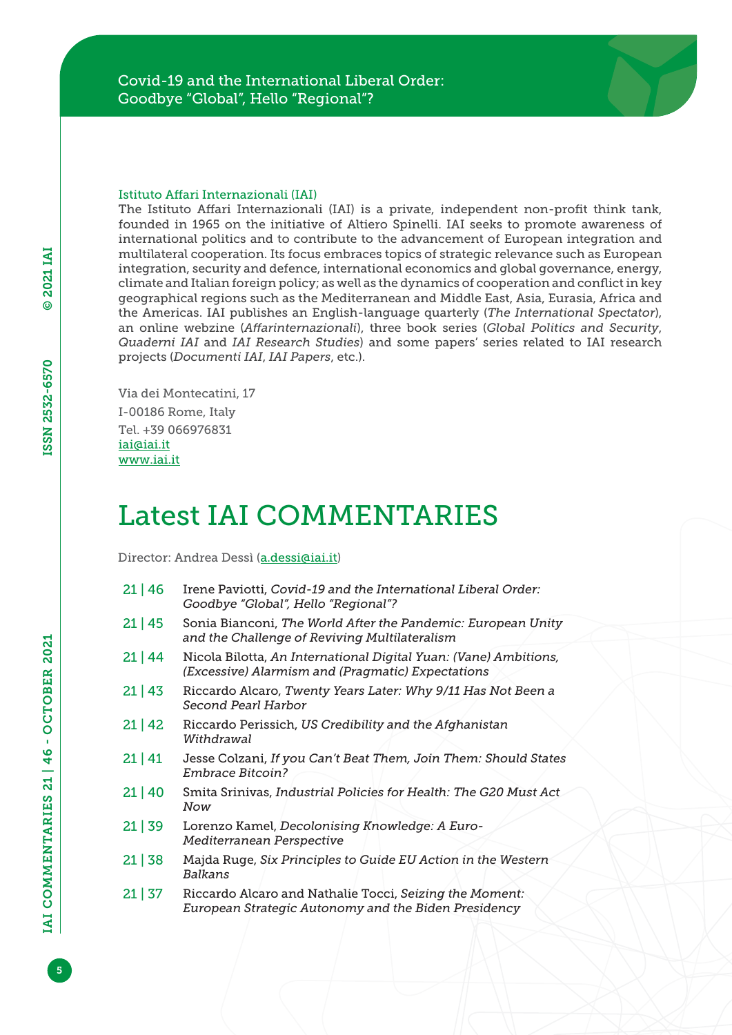Istituto Affari Internazionali (IAI)

The Istituto Affari Internazionali (IAI) is a private, independent non-profit think tank, founded in 1965 on the initiative of Altiero Spinelli. IAI seeks to promote awareness of international politics and to contribute to the advancement of European integration and multilateral cooperation. Its focus embraces topics of strategic relevance such as European integration, security and defence, international economics and global governance, energy, climate and Italian foreign policy; as well as the dynamics of cooperation and conflict in key geographical regions such as the Mediterranean and Middle East, Asia, Eurasia, Africa and the Americas. IAI publishes an English-language quarterly (*The International Spectator*), an online webzine (*Affarinternazionali*), three book series (*Global Politics and Security*, *Quaderni IAI* and *IAI Research Studies*) and some papers' series related to IAI research projects (*Documenti IAI*, *IAI Papers*, etc.).

Via dei Montecatini, 17
I-00186 Rome, Italy
Tel. +39 066976831
iai@iai.it
www.iai.it

# Latest IAI COMMENTARIES

Director: Andrea Dessì (a.dessi@iai.it)

| | |
|---|---|
| 21 \| 46 | Irene Paviotti, *Covid-19 and the International Liberal Order: Goodbye "Global", Hello "Regional"?* |
| 21 \| 45 | Sonia Bianconi, *The World After the Pandemic: European Unity and the Challenge of Reviving Multilateralism* |
| 21 \| 44 | Nicola Bilotta, *An International Digital Yuan: (Vane) Ambitions, (Excessive) Alarmism and (Pragmatic) Expectations* |
| 21 \| 43 | Riccardo Alcaro, *Twenty Years Later: Why 9/11 Has Not Been a Second Pearl Harbor* |
| 21 \| 42 | Riccardo Perissich, *US Credibility and the Afghanistan Withdrawal* |
| 21 \| 41 | Jesse Colzani, *If you Can't Beat Them, Join Them: Should States Embrace Bitcoin?* |
| 21 \| 40 | Smita Srinivas, *Industrial Policies for Health: The G20 Must Act Now* |
| 21 \| 39 | Lorenzo Kamel, *Decolonising Knowledge: A Euro-Mediterranean Perspective* |
| 21 \| 38 | Majda Ruge, *Six Principles to Guide EU Action in the Western Balkans* |
| 21 \| 37 | Riccardo Alcaro and Nathalie Tocci, *Seizing the Moment: European Strategic Autonomy and the Biden Presidency* |